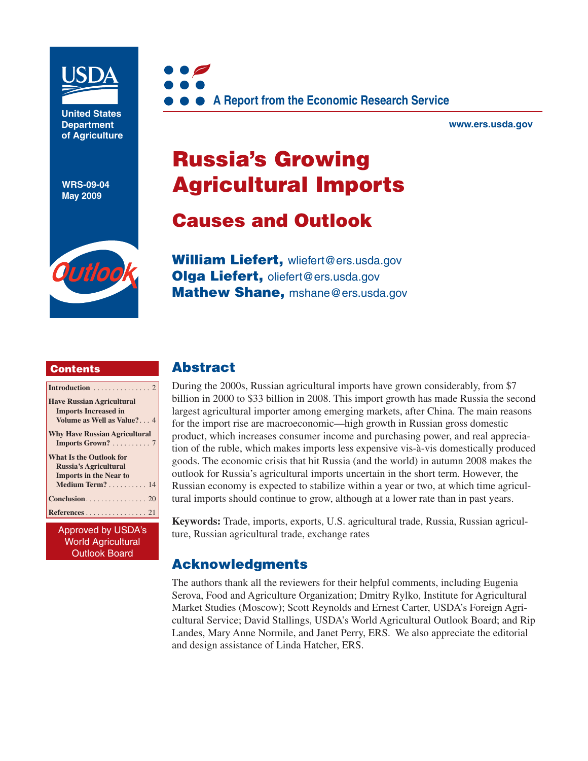USDA

United States Department of Agriculture

WRS-09-04
May 2009

Outlook

A Report from the Economic Research Service

www.ers.usda.gov

# Russia's Growing Agricultural Imports

## Causes and Outlook

**William Liefert,** wliefert@ers.usda.gov
**Olga Liefert,** oliefert@ers.usda.gov
**Mathew Shane,** mshane@ers.usda.gov

### Contents

- Introduction . . . . . . . . . . . . . . . 2
- Have Russian Agricultural Imports Increased in Volume as Well as Value? . . . 4
- Why Have Russian Agricultural Imports Grown? . . . . . . . . . . 7
- What Is the Outlook for Russia's Agricultural Imports in the Near to Medium Term? . . . . . . . . . . 14
- Conclusion . . . . . . . . . . . . . . . . 20
- References . . . . . . . . . . . . . . . . 21

Approved by USDA's World Agricultural Outlook Board

## Abstract

During the 2000s, Russian agricultural imports have grown considerably, from $7 billion in 2000 to $33 billion in 2008. This import growth has made Russia the second largest agricultural importer among emerging markets, after China. The main reasons for the import rise are macroeconomic—high growth in Russian gross domestic product, which increases consumer income and purchasing power, and real appreciation of the ruble, which makes imports less expensive vis-à-vis domestically produced goods. The economic crisis that hit Russia (and the world) in autumn 2008 makes the outlook for Russia's agricultural imports uncertain in the short term. However, the Russian economy is expected to stabilize within a year or two, at which time agricultural imports should continue to grow, although at a lower rate than in past years.

**Keywords:** Trade, imports, exports, U.S. agricultural trade, Russia, Russian agriculture, Russian agricultural trade, exchange rates

## Acknowledgments

The authors thank all the reviewers for their helpful comments, including Eugenia Serova, Food and Agriculture Organization; Dmitry Rylko, Institute for Agricultural Market Studies (Moscow); Scott Reynolds and Ernest Carter, USDA's Foreign Agricultural Service; David Stallings, USDA's World Agricultural Outlook Board; and Rip Landes, Mary Anne Normile, and Janet Perry, ERS. We also appreciate the editorial and design assistance of Linda Hatcher, ERS.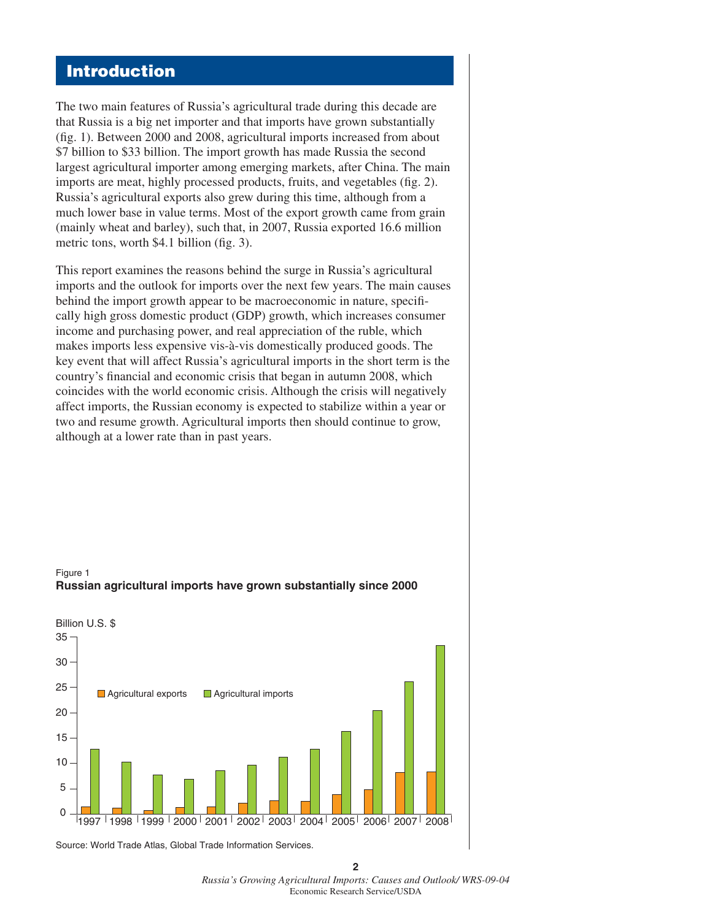# Introduction

The two main features of Russia's agricultural trade during this decade are that Russia is a big net importer and that imports have grown substantially (fig. 1). Between 2000 and 2008, agricultural imports increased from about $7 billion to $33 billion. The import growth has made Russia the second largest agricultural importer among emerging markets, after China. The main imports are meat, highly processed products, fruits, and vegetables (fig. 2). Russia's agricultural exports also grew during this time, although from a much lower base in value terms. Most of the export growth came from grain (mainly wheat and barley), such that, in 2007, Russia exported 16.6 million metric tons, worth $4.1 billion (fig. 3).

This report examines the reasons behind the surge in Russia's agricultural imports and the outlook for imports over the next few years. The main causes behind the import growth appear to be macroeconomic in nature, specifically high gross domestic product (GDP) growth, which increases consumer income and purchasing power, and real appreciation of the ruble, which makes imports less expensive vis-à-vis domestically produced goods. The key event that will affect Russia's agricultural imports in the short term is the country's financial and economic crisis that began in autumn 2008, which coincides with the world economic crisis. Although the crisis will negatively affect imports, the Russian economy is expected to stabilize within a year or two and resume growth. Agricultural imports then should continue to grow, although at a lower rate than in past years.

Figure 1
**Russian agricultural imports have grown substantially since 2000**

Source: World Trade Atlas, Global Trade Information Services.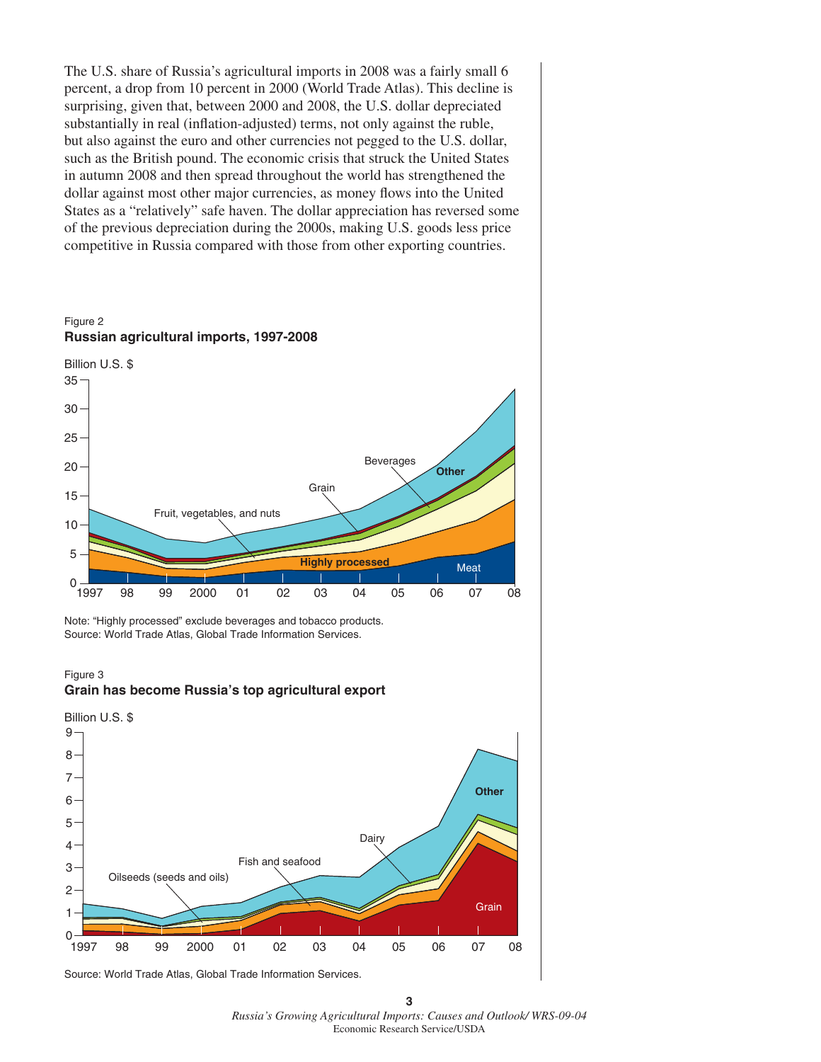The U.S. share of Russia's agricultural imports in 2008 was a fairly small 6 percent, a drop from 10 percent in 2000 (World Trade Atlas). This decline is surprising, given that, between 2000 and 2008, the U.S. dollar depreciated substantially in real (inflation-adjusted) terms, not only against the ruble, but also against the euro and other currencies not pegged to the U.S. dollar, such as the British pound. The economic crisis that struck the United States in autumn 2008 and then spread throughout the world has strengthened the dollar against most other major currencies, as money flows into the United States as a "relatively" safe haven. The dollar appreciation has reversed some of the previous depreciation during the 2000s, making U.S. goods less price competitive in Russia compared with those from other exporting countries.

Figure 2
**Russian agricultural imports, 1997-2008**

Note: "Highly processed" exclude beverages and tobacco products.
Source: World Trade Atlas, Global Trade Information Services.

Figure 3
**Grain has become Russia's top agricultural export**

Source: World Trade Atlas, Global Trade Information Services.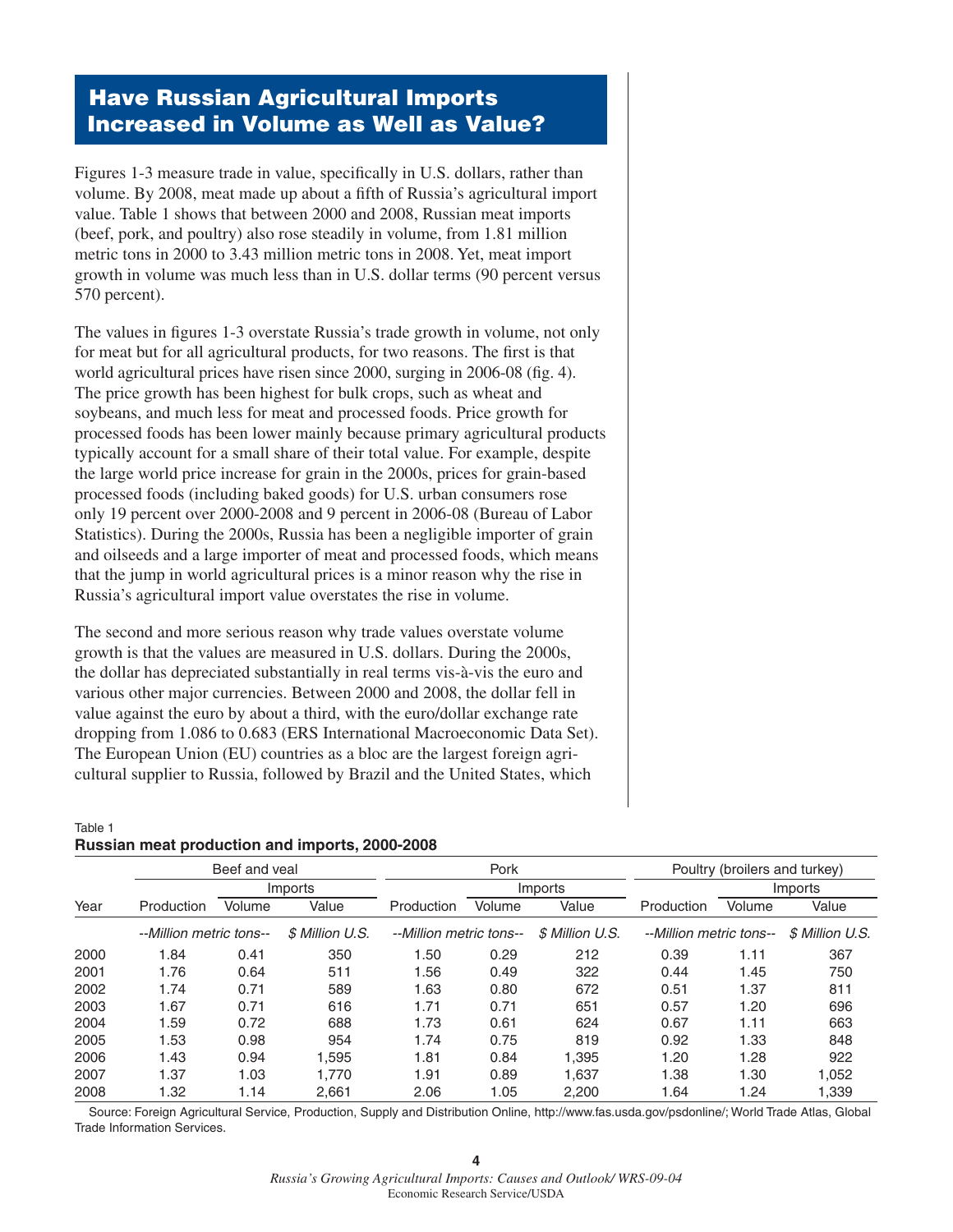## Have Russian Agricultural Imports Increased in Volume as Well as Value?

Figures 1-3 measure trade in value, specifically in U.S. dollars, rather than volume. By 2008, meat made up about a fifth of Russia's agricultural import value. Table 1 shows that between 2000 and 2008, Russian meat imports (beef, pork, and poultry) also rose steadily in volume, from 1.81 million metric tons in 2000 to 3.43 million metric tons in 2008. Yet, meat import growth in volume was much less than in U.S. dollar terms (90 percent versus 570 percent).

The values in figures 1-3 overstate Russia's trade growth in volume, not only for meat but for all agricultural products, for two reasons. The first is that world agricultural prices have risen since 2000, surging in 2006-08 (fig. 4). The price growth has been highest for bulk crops, such as wheat and soybeans, and much less for meat and processed foods. Price growth for processed foods has been lower mainly because primary agricultural products typically account for a small share of their total value. For example, despite the large world price increase for grain in the 2000s, prices for grain-based processed foods (including baked goods) for U.S. urban consumers rose only 19 percent over 2000-2008 and 9 percent in 2006-08 (Bureau of Labor Statistics). During the 2000s, Russia has been a negligible importer of grain and oilseeds and a large importer of meat and processed foods, which means that the jump in world agricultural prices is a minor reason why the rise in Russia's agricultural import value overstates the rise in volume.

The second and more serious reason why trade values overstate volume growth is that the values are measured in U.S. dollars. During the 2000s, the dollar has depreciated substantially in real terms vis-à-vis the euro and various other major currencies. Between 2000 and 2008, the dollar fell in value against the euro by about a third, with the euro/dollar exchange rate dropping from 1.086 to 0.683 (ERS International Macroeconomic Data Set). The European Union (EU) countries as a bloc are the largest foreign agricultural supplier to Russia, followed by Brazil and the United States, which

Table 1
**Russian meat production and imports, 2000-2008**

| Year | Beef and veal | | | Pork | | | Poultry (broilers and turkey) | | |
|---|---|---|---|---|---|---|---|---|---|
| | | Imports | | | Imports | | | Imports | |
| | Production | Volume | Value | Production | Volume | Value | Production | Volume | Value |
| | *--Million metric tons--* | | *$ Million U.S.* | *--Million metric tons--* | | *$ Million U.S.* | *--Million metric tons--* | | *$ Million U.S.* |
| 2000 | 1.84 | 0.41 | 350 | 1.50 | 0.29 | 212 | 0.39 | 1.11 | 367 |
| 2001 | 1.76 | 0.64 | 511 | 1.56 | 0.49 | 322 | 0.44 | 1.45 | 750 |
| 2002 | 1.74 | 0.71 | 589 | 1.63 | 0.80 | 672 | 0.51 | 1.37 | 811 |
| 2003 | 1.67 | 0.71 | 616 | 1.71 | 0.71 | 651 | 0.57 | 1.20 | 696 |
| 2004 | 1.59 | 0.72 | 688 | 1.73 | 0.61 | 624 | 0.67 | 1.11 | 663 |
| 2005 | 1.53 | 0.98 | 954 | 1.74 | 0.75 | 819 | 0.92 | 1.33 | 848 |
| 2006 | 1.43 | 0.94 | 1,595 | 1.81 | 0.84 | 1,395 | 1.20 | 1.28 | 922 |
| 2007 | 1.37 | 1.03 | 1,770 | 1.91 | 0.89 | 1,637 | 1.38 | 1.30 | 1,052 |
| 2008 | 1.32 | 1.14 | 2,661 | 2.06 | 1.05 | 2,200 | 1.64 | 1.24 | 1,339 |

Source: Foreign Agricultural Service, Production, Supply and Distribution Online, http://www.fas.usda.gov/psdonline/; World Trade Atlas, Global Trade Information Services.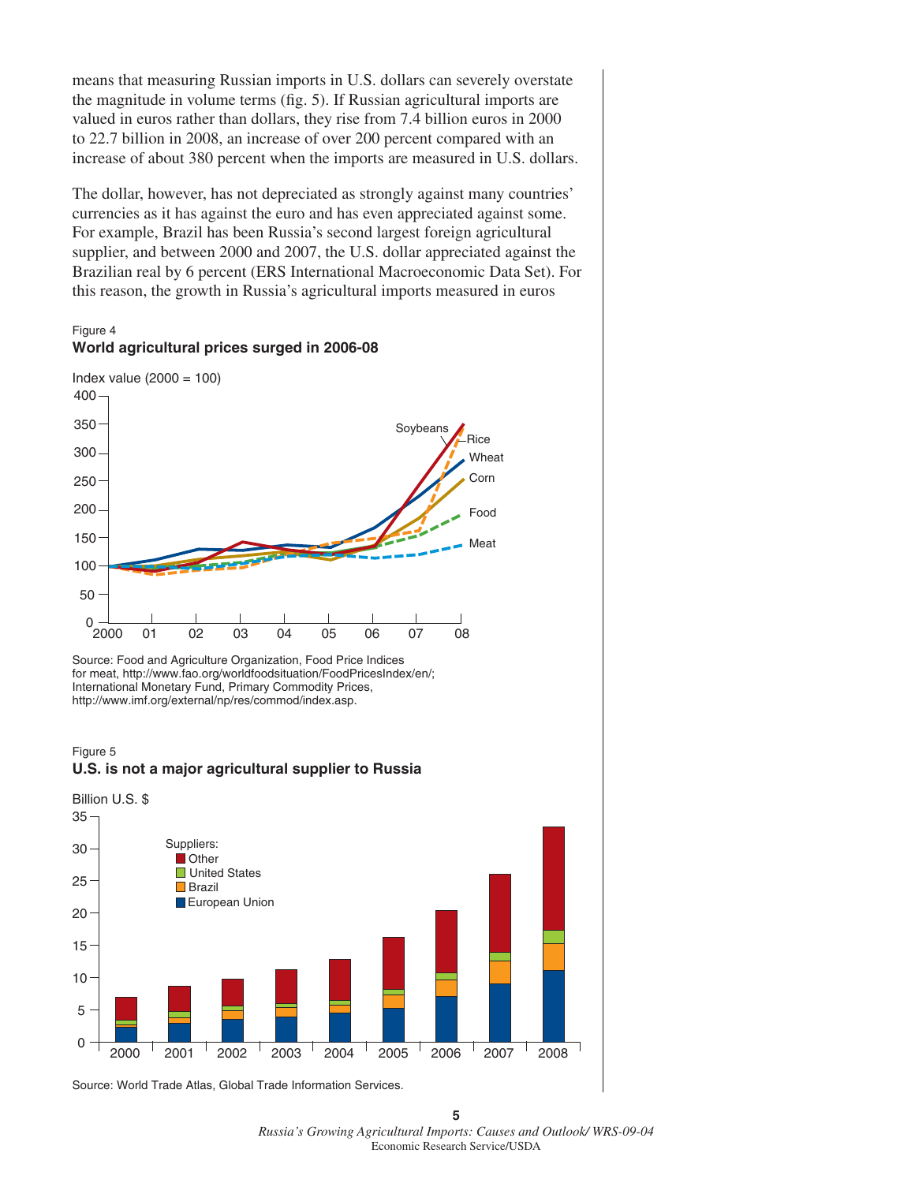means that measuring Russian imports in U.S. dollars can severely overstate the magnitude in volume terms (fig. 5). If Russian agricultural imports are valued in euros rather than dollars, they rise from 7.4 billion euros in 2000 to 22.7 billion in 2008, an increase of over 200 percent compared with an increase of about 380 percent when the imports are measured in U.S. dollars.

The dollar, however, has not depreciated as strongly against many countries' currencies as it has against the euro and has even appreciated against some. For example, Brazil has been Russia's second largest foreign agricultural supplier, and between 2000 and 2007, the U.S. dollar appreciated against the Brazilian real by 6 percent (ERS International Macroeconomic Data Set). For this reason, the growth in Russia's agricultural imports measured in euros

Figure 4
**World agricultural prices surged in 2006-08**

Index value (2000 = 100)

Source: Food and Agriculture Organization, Food Price Indices for meat, http://www.fao.org/worldfoodsituation/FoodPricesIndex/en/; International Monetary Fund, Primary Commodity Prices, http://www.imf.org/external/np/res/commod/index.asp.

Figure 5
**U.S. is not a major agricultural supplier to Russia**

Billion U.S. $

Source: World Trade Atlas, Global Trade Information Services.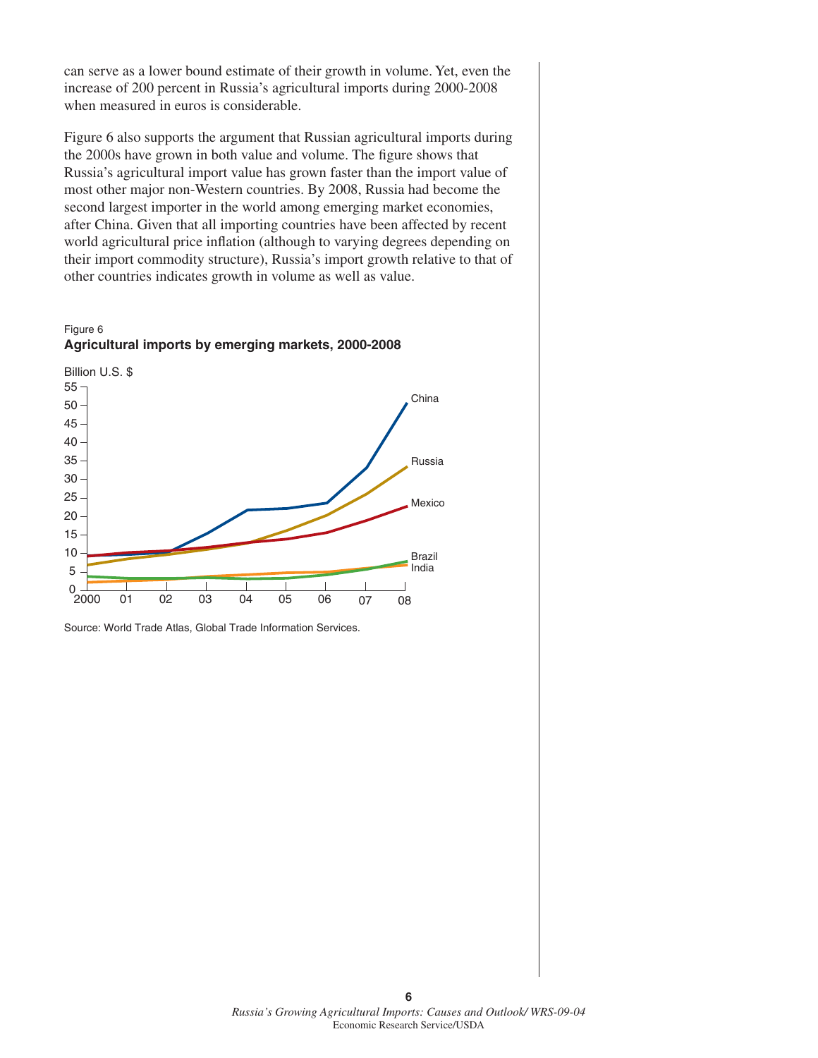can serve as a lower bound estimate of their growth in volume. Yet, even the increase of 200 percent in Russia's agricultural imports during 2000-2008 when measured in euros is considerable.

Figure 6 also supports the argument that Russian agricultural imports during the 2000s have grown in both value and volume. The figure shows that Russia's agricultural import value has grown faster than the import value of most other major non-Western countries. By 2008, Russia had become the second largest importer in the world among emerging market economies, after China. Given that all importing countries have been affected by recent world agricultural price inflation (although to varying degrees depending on their import commodity structure), Russia's import growth relative to that of other countries indicates growth in volume as well as value.

Figure 6

**Agricultural imports by emerging markets, 2000-2008**

Billion U.S. $

Source: World Trade Atlas, Global Trade Information Services.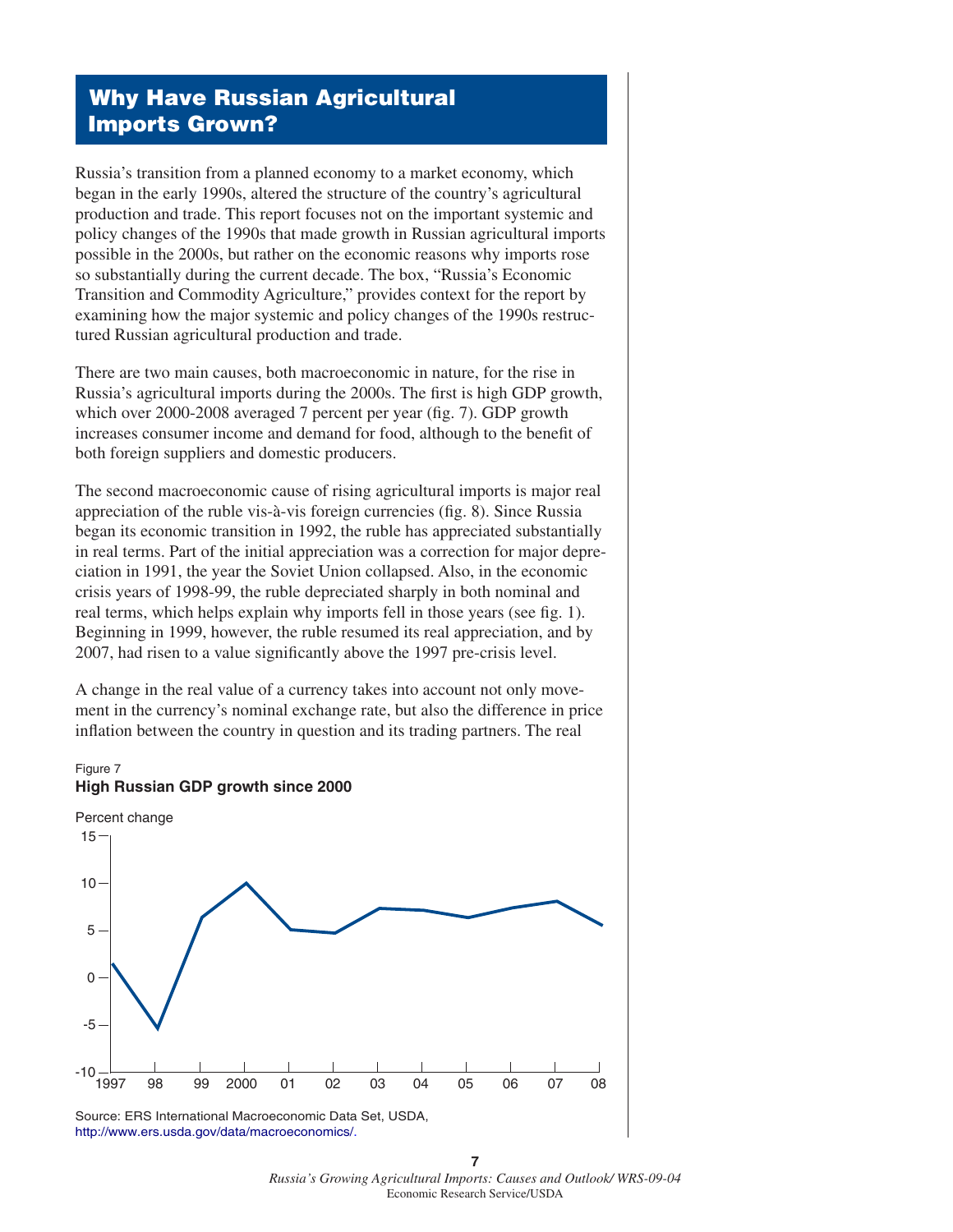## Why Have Russian Agricultural Imports Grown?

Russia's transition from a planned economy to a market economy, which began in the early 1990s, altered the structure of the country's agricultural production and trade. This report focuses not on the important systemic and policy changes of the 1990s that made growth in Russian agricultural imports possible in the 2000s, but rather on the economic reasons why imports rose so substantially during the current decade. The box, "Russia's Economic Transition and Commodity Agriculture," provides context for the report by examining how the major systemic and policy changes of the 1990s restructured Russian agricultural production and trade.

There are two main causes, both macroeconomic in nature, for the rise in Russia's agricultural imports during the 2000s. The first is high GDP growth, which over 2000-2008 averaged 7 percent per year (fig. 7). GDP growth increases consumer income and demand for food, although to the benefit of both foreign suppliers and domestic producers.

The second macroeconomic cause of rising agricultural imports is major real appreciation of the ruble vis-à-vis foreign currencies (fig. 8). Since Russia began its economic transition in 1992, the ruble has appreciated substantially in real terms. Part of the initial appreciation was a correction for major depreciation in 1991, the year the Soviet Union collapsed. Also, in the economic crisis years of 1998-99, the ruble depreciated sharply in both nominal and real terms, which helps explain why imports fell in those years (see fig. 1). Beginning in 1999, however, the ruble resumed its real appreciation, and by 2007, had risen to a value significantly above the 1997 pre-crisis level.

A change in the real value of a currency takes into account not only movement in the currency's nominal exchange rate, but also the difference in price inflation between the country in question and its trading partners. The real

Figure 7
**High Russian GDP growth since 2000**

Source: ERS International Macroeconomic Data Set, USDA, http://www.ers.usda.gov/data/macroeconomics/.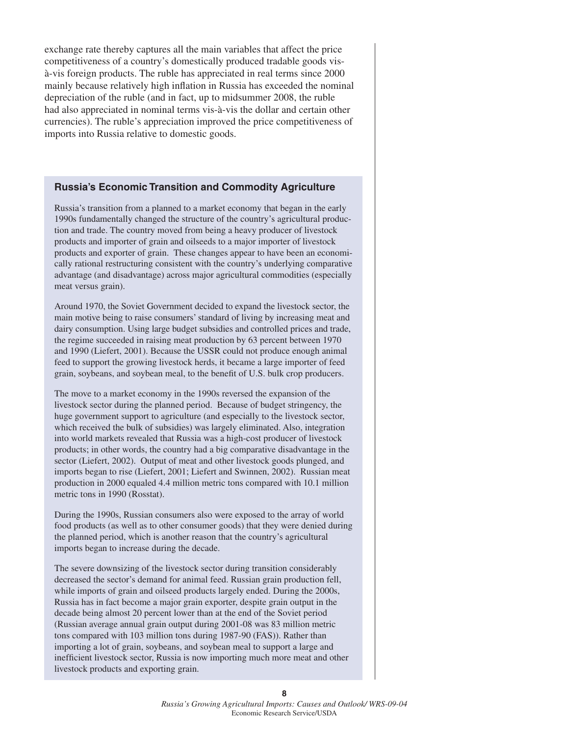exchange rate thereby captures all the main variables that affect the price competitiveness of a country's domestically produced tradable goods vis-à-vis foreign products. The ruble has appreciated in real terms since 2000 mainly because relatively high inflation in Russia has exceeded the nominal depreciation of the ruble (and in fact, up to midsummer 2008, the ruble had also appreciated in nominal terms vis-à-vis the dollar and certain other currencies). The ruble's appreciation improved the price competitiveness of imports into Russia relative to domestic goods.

### Russia's Economic Transition and Commodity Agriculture

Russia's transition from a planned to a market economy that began in the early 1990s fundamentally changed the structure of the country's agricultural production and trade. The country moved from being a heavy producer of livestock products and importer of grain and oilseeds to a major importer of livestock products and exporter of grain. These changes appear to have been an economically rational restructuring consistent with the country's underlying comparative advantage (and disadvantage) across major agricultural commodities (especially meat versus grain).

Around 1970, the Soviet Government decided to expand the livestock sector, the main motive being to raise consumers' standard of living by increasing meat and dairy consumption. Using large budget subsidies and controlled prices and trade, the regime succeeded in raising meat production by 63 percent between 1970 and 1990 (Liefert, 2001). Because the USSR could not produce enough animal feed to support the growing livestock herds, it became a large importer of feed grain, soybeans, and soybean meal, to the benefit of U.S. bulk crop producers.

The move to a market economy in the 1990s reversed the expansion of the livestock sector during the planned period. Because of budget stringency, the huge government support to agriculture (and especially to the livestock sector, which received the bulk of subsidies) was largely eliminated. Also, integration into world markets revealed that Russia was a high-cost producer of livestock products; in other words, the country had a big comparative disadvantage in the sector (Liefert, 2002). Output of meat and other livestock goods plunged, and imports began to rise (Liefert, 2001; Liefert and Swinnen, 2002). Russian meat production in 2000 equaled 4.4 million metric tons compared with 10.1 million metric tons in 1990 (Rosstat).

During the 1990s, Russian consumers also were exposed to the array of world food products (as well as to other consumer goods) that they were denied during the planned period, which is another reason that the country's agricultural imports began to increase during the decade.

The severe downsizing of the livestock sector during transition considerably decreased the sector's demand for animal feed. Russian grain production fell, while imports of grain and oilseed products largely ended. During the 2000s, Russia has in fact become a major grain exporter, despite grain output in the decade being almost 20 percent lower than at the end of the Soviet period (Russian average annual grain output during 2001-08 was 83 million metric tons compared with 103 million tons during 1987-90 (FAS)). Rather than importing a lot of grain, soybeans, and soybean meal to support a large and inefficient livestock sector, Russia is now importing much more meat and other livestock products and exporting grain.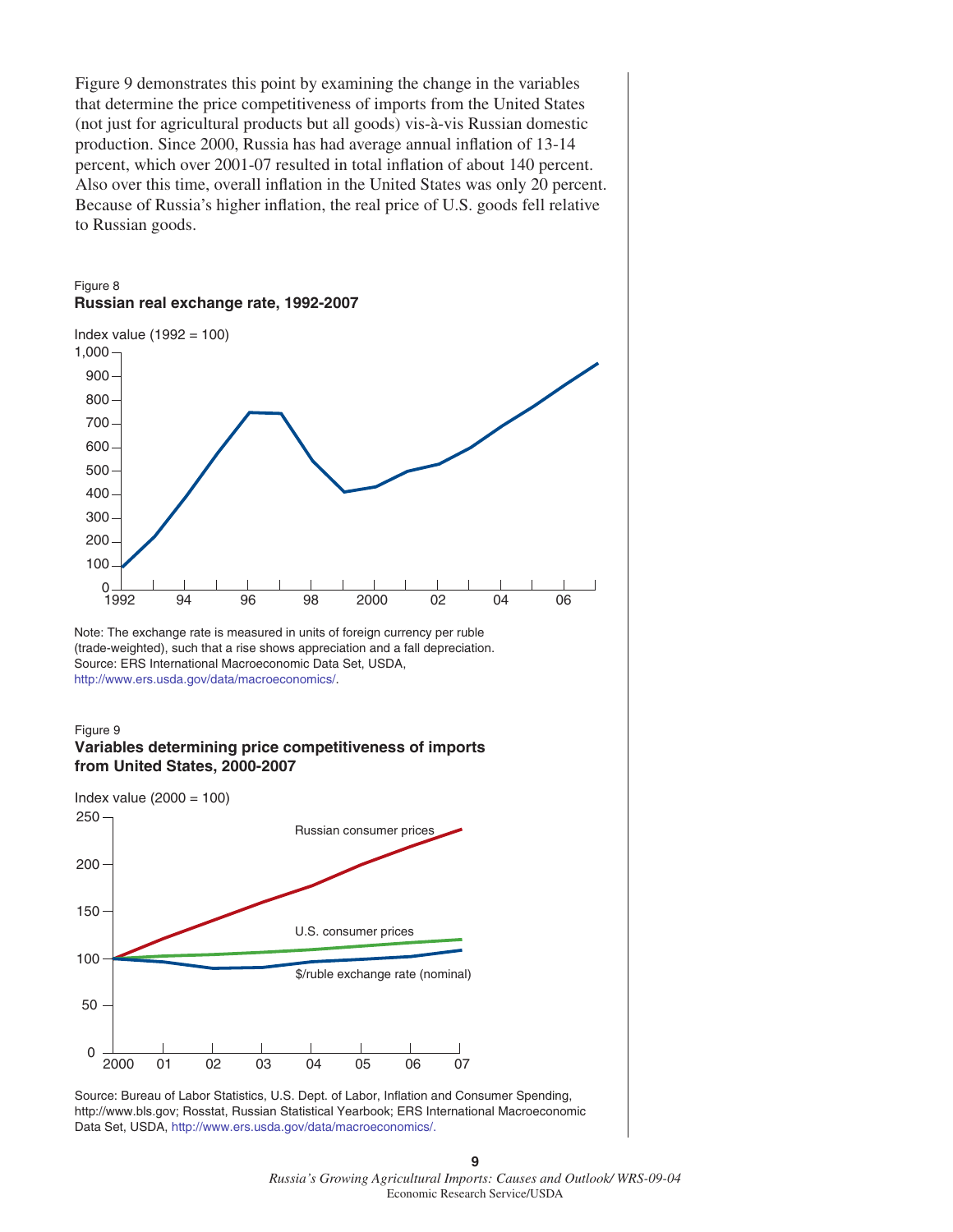Figure 9 demonstrates this point by examining the change in the variables that determine the price competitiveness of imports from the United States (not just for agricultural products but all goods) vis-à-vis Russian domestic production. Since 2000, Russia has had average annual inflation of 13-14 percent, which over 2001-07 resulted in total inflation of about 140 percent. Also over this time, overall inflation in the United States was only 20 percent. Because of Russia's higher inflation, the real price of U.S. goods fell relative to Russian goods.

Figure 8
**Russian real exchange rate, 1992-2007**

Index value (1992 = 100)

Note: The exchange rate is measured in units of foreign currency per ruble (trade-weighted), such that a rise shows appreciation and a fall depreciation.
Source: ERS International Macroeconomic Data Set, USDA, http://www.ers.usda.gov/data/macroeconomics/.

Figure 9
**Variables determining price competitiveness of imports from United States, 2000-2007**

Index value (2000 = 100)

Source: Bureau of Labor Statistics, U.S. Dept. of Labor, Inflation and Consumer Spending, http://www.bls.gov; Rosstat, Russian Statistical Yearbook; ERS International Macroeconomic Data Set, USDA, http://www.ers.usda.gov/data/macroeconomics/.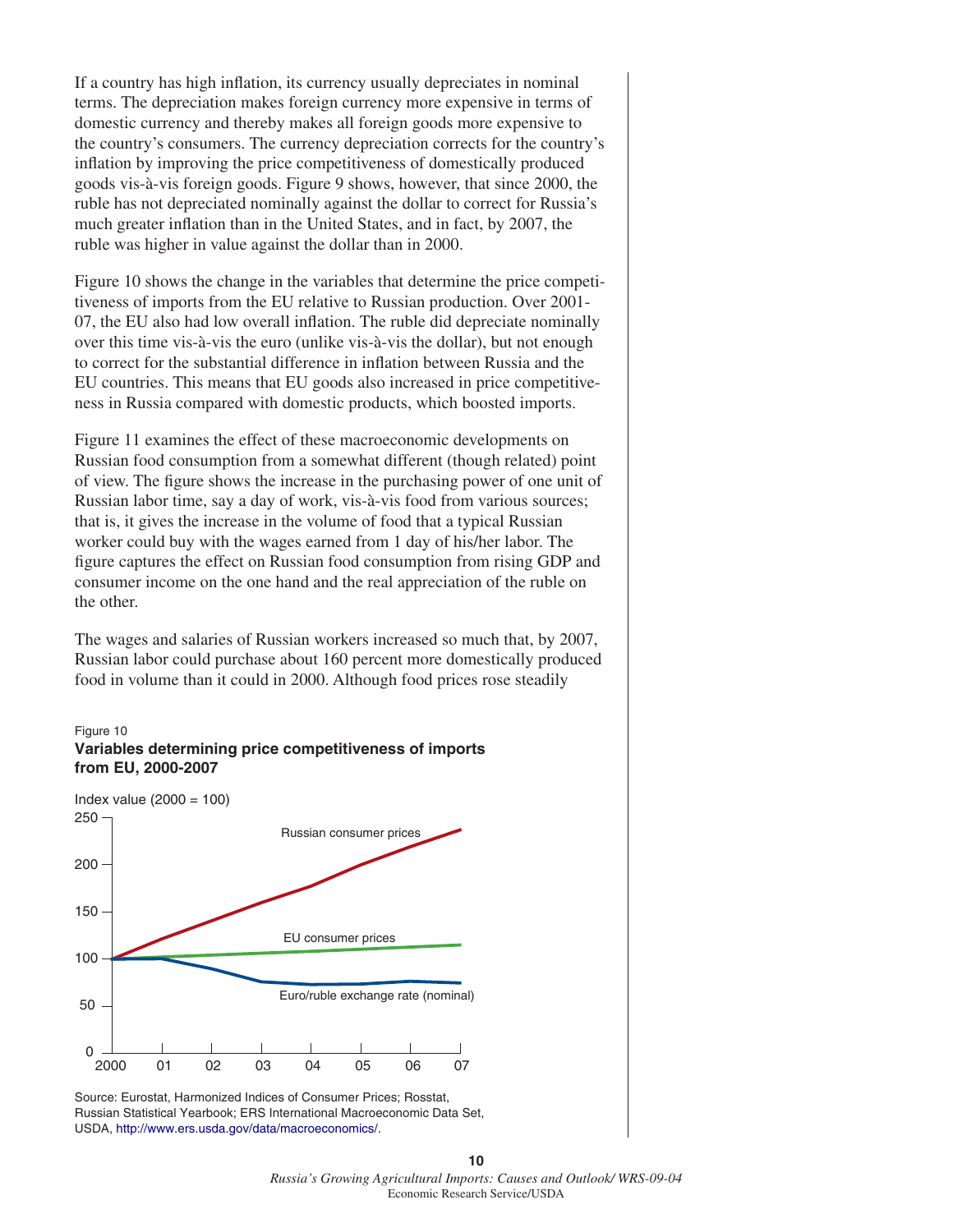If a country has high inflation, its currency usually depreciates in nominal terms. The depreciation makes foreign currency more expensive in terms of domestic currency and thereby makes all foreign goods more expensive to the country's consumers. The currency depreciation corrects for the country's inflation by improving the price competitiveness of domestically produced goods vis-à-vis foreign goods. Figure 9 shows, however, that since 2000, the ruble has not depreciated nominally against the dollar to correct for Russia's much greater inflation than in the United States, and in fact, by 2007, the ruble was higher in value against the dollar than in 2000.

Figure 10 shows the change in the variables that determine the price competitiveness of imports from the EU relative to Russian production. Over 2001-07, the EU also had low overall inflation. The ruble did depreciate nominally over this time vis-à-vis the euro (unlike vis-à-vis the dollar), but not enough to correct for the substantial difference in inflation between Russia and the EU countries. This means that EU goods also increased in price competitiveness in Russia compared with domestic products, which boosted imports.

Figure 11 examines the effect of these macroeconomic developments on Russian food consumption from a somewhat different (though related) point of view. The figure shows the increase in the purchasing power of one unit of Russian labor time, say a day of work, vis-à-vis food from various sources; that is, it gives the increase in the volume of food that a typical Russian worker could buy with the wages earned from 1 day of his/her labor. The figure captures the effect on Russian food consumption from rising GDP and consumer income on the one hand and the real appreciation of the ruble on the other.

The wages and salaries of Russian workers increased so much that, by 2007, Russian labor could purchase about 160 percent more domestically produced food in volume than it could in 2000. Although food prices rose steadily

Figure 10

**Variables determining price competitiveness of imports from EU, 2000-2007**

Index value (2000 = 100)

Lines: Russian consumer prices; EU consumer prices; Euro/ruble exchange rate (nominal)

Y-axis: 0, 50, 100, 150, 200, 250

X-axis: 2000, 01, 02, 03, 04, 05, 06, 07

Source: Eurostat, Harmonized Indices of Consumer Prices; Rosstat, Russian Statistical Yearbook; ERS International Macroeconomic Data Set, USDA, http://www.ers.usda.gov/data/macroeconomics/.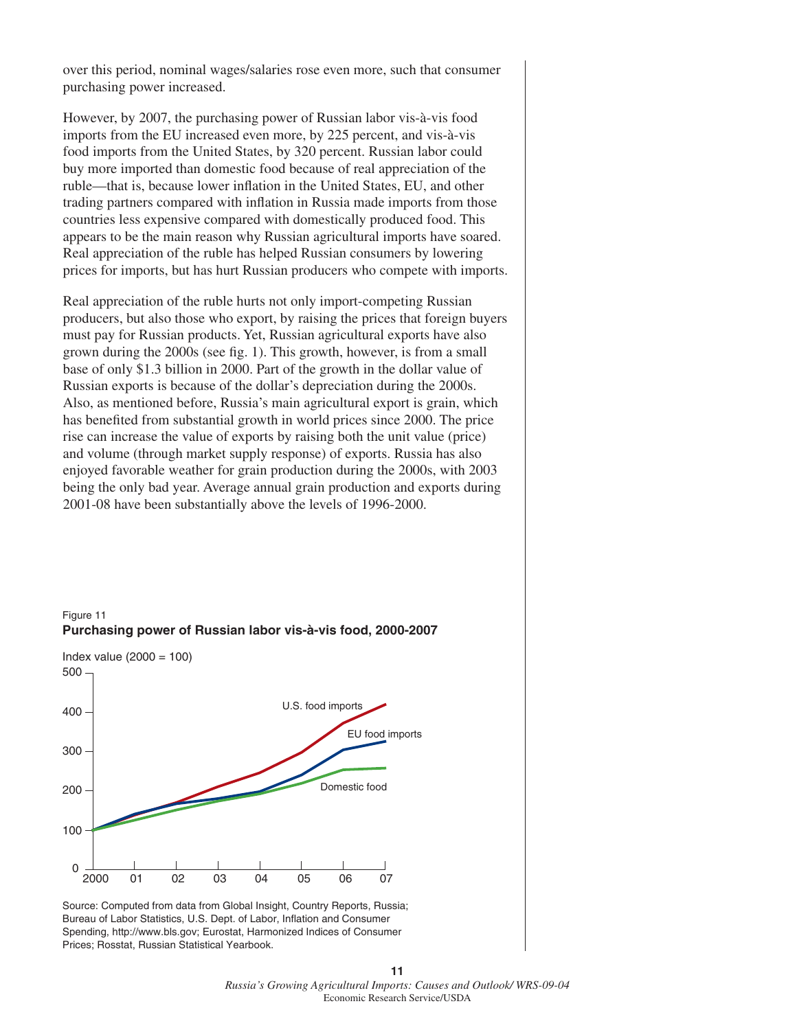over this period, nominal wages/salaries rose even more, such that consumer purchasing power increased.

However, by 2007, the purchasing power of Russian labor vis-à-vis food imports from the EU increased even more, by 225 percent, and vis-à-vis food imports from the United States, by 320 percent. Russian labor could buy more imported than domestic food because of real appreciation of the ruble—that is, because lower inflation in the United States, EU, and other trading partners compared with inflation in Russia made imports from those countries less expensive compared with domestically produced food. This appears to be the main reason why Russian agricultural imports have soared. Real appreciation of the ruble has helped Russian consumers by lowering prices for imports, but has hurt Russian producers who compete with imports.

Real appreciation of the ruble hurts not only import-competing Russian producers, but also those who export, by raising the prices that foreign buyers must pay for Russian products. Yet, Russian agricultural exports have also grown during the 2000s (see fig. 1). This growth, however, is from a small base of only $1.3 billion in 2000. Part of the growth in the dollar value of Russian exports is because of the dollar's depreciation during the 2000s. Also, as mentioned before, Russia's main agricultural export is grain, which has benefited from substantial growth in world prices since 2000. The price rise can increase the value of exports by raising both the unit value (price) and volume (through market supply response) of exports. Russia has also enjoyed favorable weather for grain production during the 2000s, with 2003 being the only bad year. Average annual grain production and exports during 2001-08 have been substantially above the levels of 1996-2000.

Figure 11
**Purchasing power of Russian labor vis-à-vis food, 2000-2007**

Index value (2000 = 100)

Source: Computed from data from Global Insight, Country Reports, Russia; Bureau of Labor Statistics, U.S. Dept. of Labor, Inflation and Consumer Spending, http://www.bls.gov; Eurostat, Harmonized Indices of Consumer Prices; Rosstat, Russian Statistical Yearbook.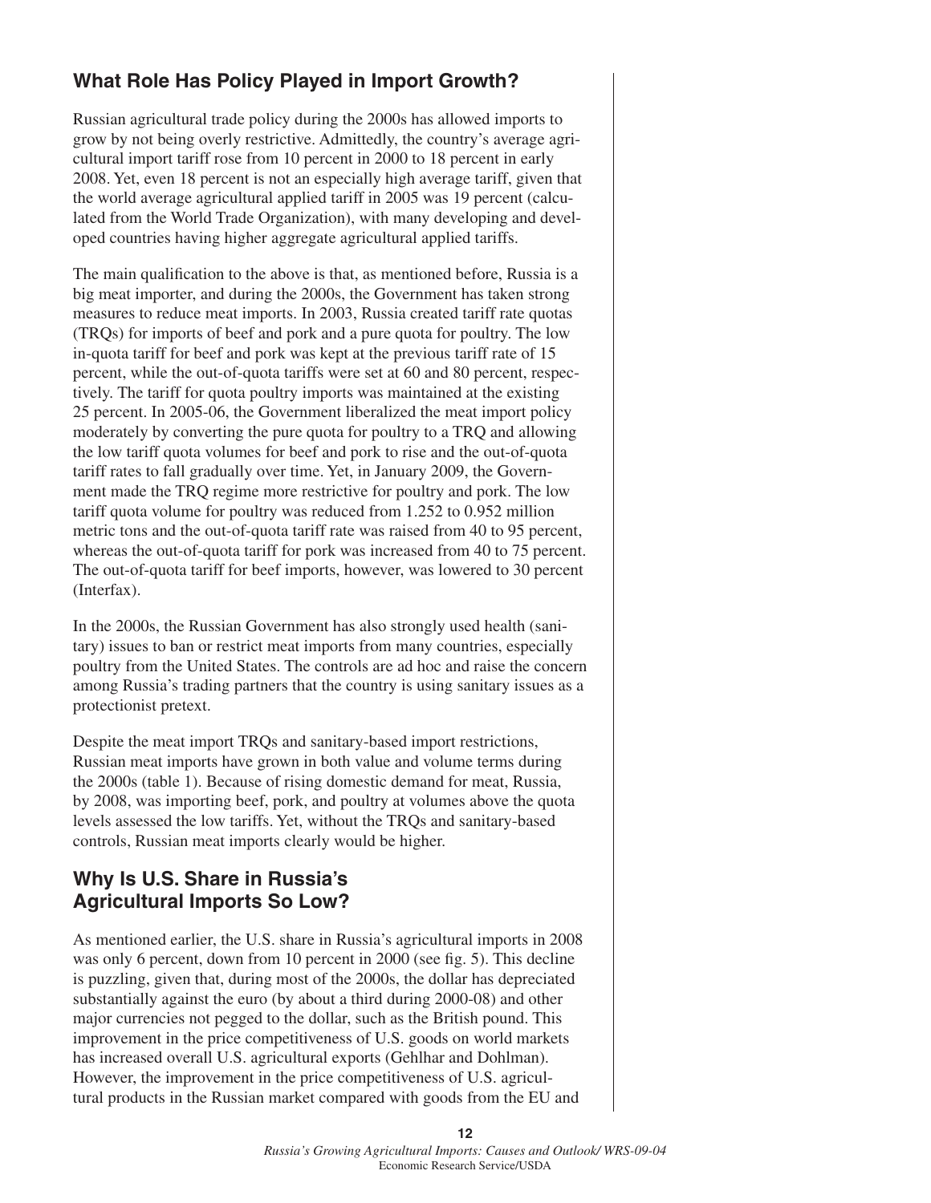## What Role Has Policy Played in Import Growth?

Russian agricultural trade policy during the 2000s has allowed imports to grow by not being overly restrictive. Admittedly, the country's average agricultural import tariff rose from 10 percent in 2000 to 18 percent in early 2008. Yet, even 18 percent is not an especially high average tariff, given that the world average agricultural applied tariff in 2005 was 19 percent (calculated from the World Trade Organization), with many developing and developed countries having higher aggregate agricultural applied tariffs.

The main qualification to the above is that, as mentioned before, Russia is a big meat importer, and during the 2000s, the Government has taken strong measures to reduce meat imports. In 2003, Russia created tariff rate quotas (TRQs) for imports of beef and pork and a pure quota for poultry. The low in-quota tariff for beef and pork was kept at the previous tariff rate of 15 percent, while the out-of-quota tariffs were set at 60 and 80 percent, respectively. The tariff for quota poultry imports was maintained at the existing 25 percent. In 2005-06, the Government liberalized the meat import policy moderately by converting the pure quota for poultry to a TRQ and allowing the low tariff quota volumes for beef and pork to rise and the out-of-quota tariff rates to fall gradually over time. Yet, in January 2009, the Government made the TRQ regime more restrictive for poultry and pork. The low tariff quota volume for poultry was reduced from 1.252 to 0.952 million metric tons and the out-of-quota tariff rate was raised from 40 to 95 percent, whereas the out-of-quota tariff for pork was increased from 40 to 75 percent. The out-of-quota tariff for beef imports, however, was lowered to 30 percent (Interfax).

In the 2000s, the Russian Government has also strongly used health (sanitary) issues to ban or restrict meat imports from many countries, especially poultry from the United States. The controls are ad hoc and raise the concern among Russia's trading partners that the country is using sanitary issues as a protectionist pretext.

Despite the meat import TRQs and sanitary-based import restrictions, Russian meat imports have grown in both value and volume terms during the 2000s (table 1). Because of rising domestic demand for meat, Russia, by 2008, was importing beef, pork, and poultry at volumes above the quota levels assessed the low tariffs. Yet, without the TRQs and sanitary-based controls, Russian meat imports clearly would be higher.

## Why Is U.S. Share in Russia's Agricultural Imports So Low?

As mentioned earlier, the U.S. share in Russia's agricultural imports in 2008 was only 6 percent, down from 10 percent in 2000 (see fig. 5). This decline is puzzling, given that, during most of the 2000s, the dollar has depreciated substantially against the euro (by about a third during 2000-08) and other major currencies not pegged to the dollar, such as the British pound. This improvement in the price competitiveness of U.S. goods on world markets has increased overall U.S. agricultural exports (Gehlhar and Dohlman). However, the improvement in the price competitiveness of U.S. agricultural products in the Russian market compared with goods from the EU and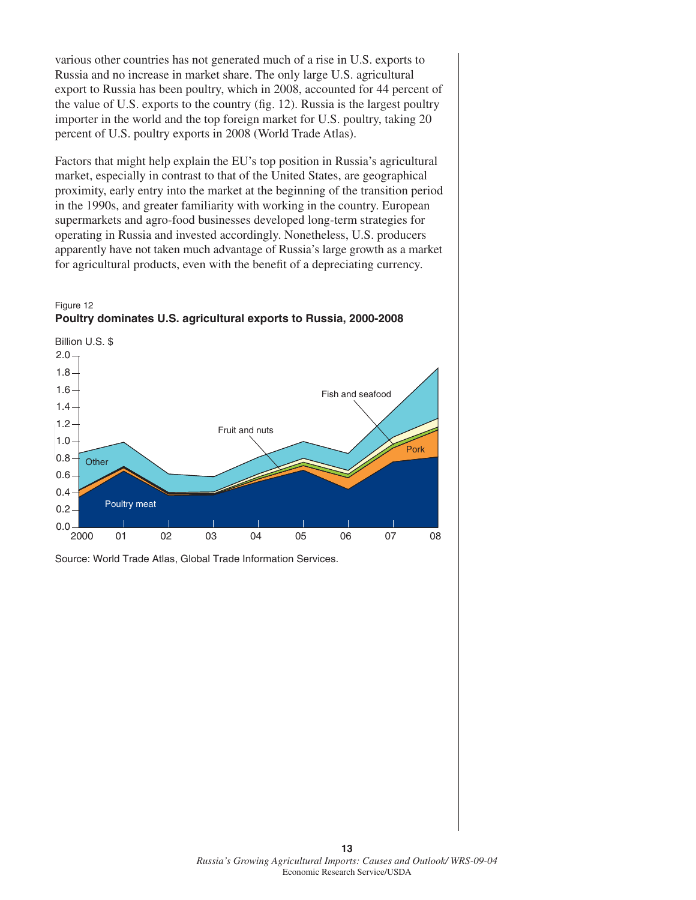various other countries has not generated much of a rise in U.S. exports to Russia and no increase in market share. The only large U.S. agricultural export to Russia has been poultry, which in 2008, accounted for 44 percent of the value of U.S. exports to the country (fig. 12). Russia is the largest poultry importer in the world and the top foreign market for U.S. poultry, taking 20 percent of U.S. poultry exports in 2008 (World Trade Atlas).

Factors that might help explain the EU's top position in Russia's agricultural market, especially in contrast to that of the United States, are geographical proximity, early entry into the market at the beginning of the transition period in the 1990s, and greater familiarity with working in the country. European supermarkets and agro-food businesses developed long-term strategies for operating in Russia and invested accordingly. Nonetheless, U.S. producers apparently have not taken much advantage of Russia's large growth as a market for agricultural products, even with the benefit of a depreciating currency.

Figure 12
**Poultry dominates U.S. agricultural exports to Russia, 2000-2008**

Billion U.S. $

Source: World Trade Atlas, Global Trade Information Services.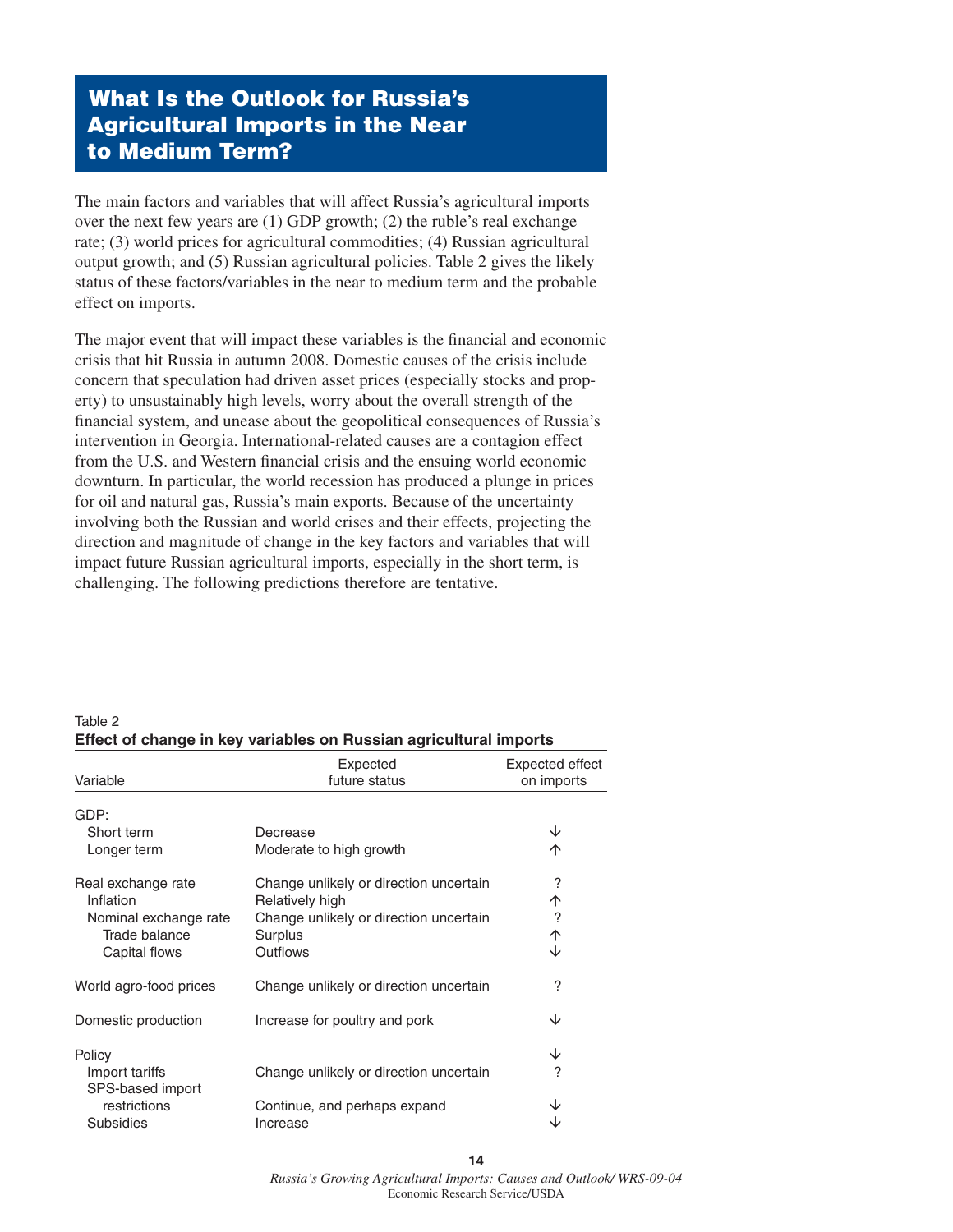# What Is the Outlook for Russia's Agricultural Imports in the Near to Medium Term?

The main factors and variables that will affect Russia's agricultural imports over the next few years are (1) GDP growth; (2) the ruble's real exchange rate; (3) world prices for agricultural commodities; (4) Russian agricultural output growth; and (5) Russian agricultural policies. Table 2 gives the likely status of these factors/variables in the near to medium term and the probable effect on imports.

The major event that will impact these variables is the financial and economic crisis that hit Russia in autumn 2008. Domestic causes of the crisis include concern that speculation had driven asset prices (especially stocks and property) to unsustainably high levels, worry about the overall strength of the financial system, and unease about the geopolitical consequences of Russia's intervention in Georgia. International-related causes are a contagion effect from the U.S. and Western financial crisis and the ensuing world economic downturn. In particular, the world recession has produced a plunge in prices for oil and natural gas, Russia's main exports. Because of the uncertainty involving both the Russian and world crises and their effects, projecting the direction and magnitude of change in the key factors and variables that will impact future Russian agricultural imports, especially in the short term, is challenging. The following predictions therefore are tentative.

Table 2
**Effect of change in key variables on Russian agricultural imports**

| Variable | Expected future status | Expected effect on imports |
|---|---|---|
| GDP: | | |
| Short term | Decrease | ↓ |
| Longer term | Moderate to high growth | ↑ |
| Real exchange rate | Change unlikely or direction uncertain | ? |
| Inflation | Relatively high | ↑ |
| Nominal exchange rate | Change unlikely or direction uncertain | ? |
| Trade balance | Surplus | ↑ |
| Capital flows | Outflows | ↓ |
| World agro-food prices | Change unlikely or direction uncertain | ? |
| Domestic production | Increase for poultry and pork | ↓ |
| Policy | | ↓ |
| Import tariffs | Change unlikely or direction uncertain | ? |
| SPS-based import restrictions | Continue, and perhaps expand | ↓ |
| Subsidies | Increase | ↓ |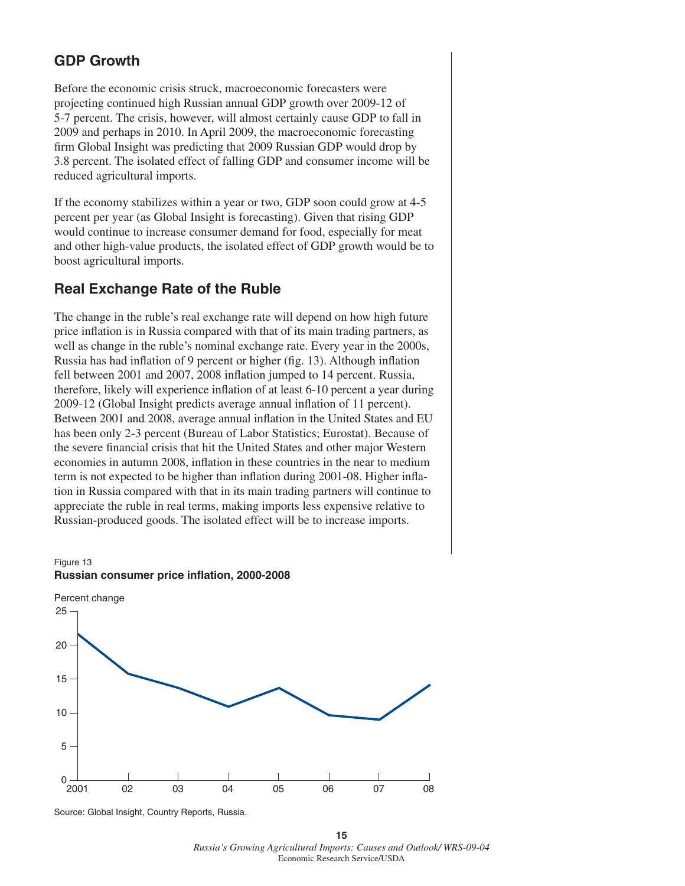## GDP Growth

Before the economic crisis struck, macroeconomic forecasters were projecting continued high Russian annual GDP growth over 2009-12 of 5-7 percent. The crisis, however, will almost certainly cause GDP to fall in 2009 and perhaps in 2010. In April 2009, the macroeconomic forecasting firm Global Insight was predicting that 2009 Russian GDP would drop by 3.8 percent. The isolated effect of falling GDP and consumer income will be reduced agricultural imports.

If the economy stabilizes within a year or two, GDP soon could grow at 4-5 percent per year (as Global Insight is forecasting). Given that rising GDP would continue to increase consumer demand for food, especially for meat and other high-value products, the isolated effect of GDP growth would be to boost agricultural imports.

## Real Exchange Rate of the Ruble

The change in the ruble's real exchange rate will depend on how high future price inflation is in Russia compared with that of its main trading partners, as well as change in the ruble's nominal exchange rate. Every year in the 2000s, Russia has had inflation of 9 percent or higher (fig. 13). Although inflation fell between 2001 and 2007, 2008 inflation jumped to 14 percent. Russia, therefore, likely will experience inflation of at least 6-10 percent a year during 2009-12 (Global Insight predicts average annual inflation of 11 percent). Between 2001 and 2008, average annual inflation in the United States and EU has been only 2-3 percent (Bureau of Labor Statistics; Eurostat). Because of the severe financial crisis that hit the United States and other major Western economies in autumn 2008, inflation in these countries in the near to medium term is not expected to be higher than inflation during 2001-08. Higher inflation in Russia compared with that in its main trading partners will continue to appreciate the ruble in real terms, making imports less expensive relative to Russian-produced goods. The isolated effect will be to increase imports.

Figure 13
**Russian consumer price inflation, 2000-2008**

Source: Global Insight, Country Reports, Russia.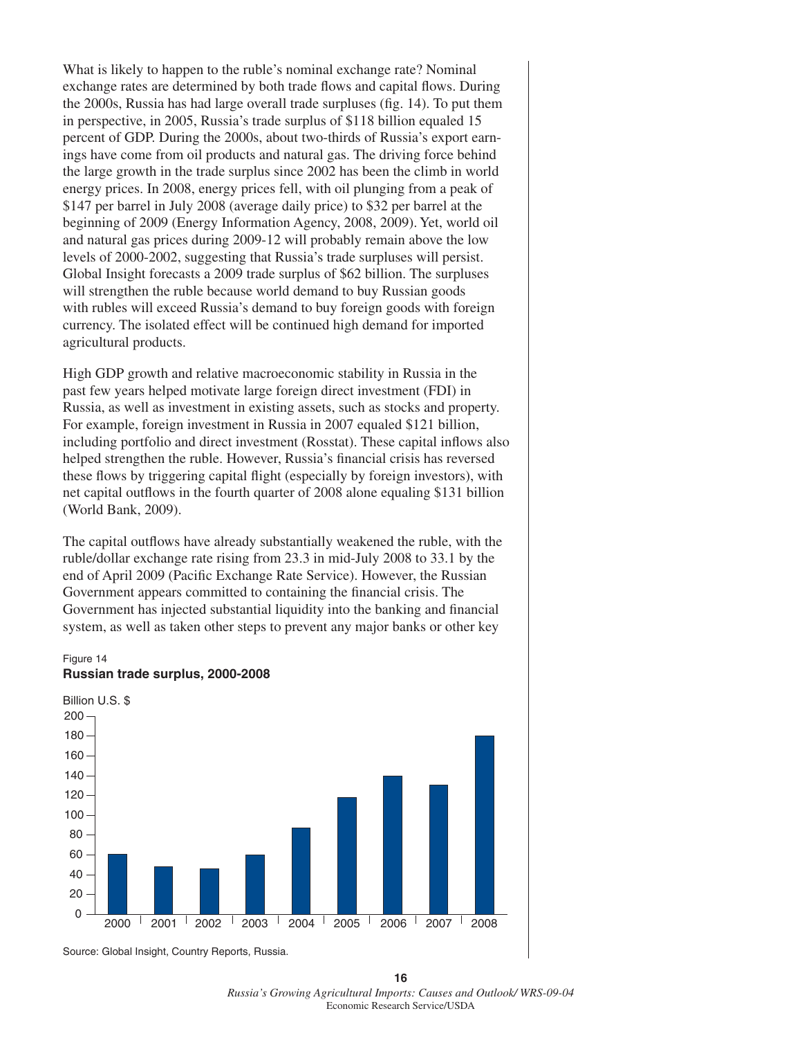What is likely to happen to the ruble's nominal exchange rate? Nominal exchange rates are determined by both trade flows and capital flows. During the 2000s, Russia has had large overall trade surpluses (fig. 14). To put them in perspective, in 2005, Russia's trade surplus of $118 billion equaled 15 percent of GDP. During the 2000s, about two-thirds of Russia's export earnings have come from oil products and natural gas. The driving force behind the large growth in the trade surplus since 2002 has been the climb in world energy prices. In 2008, energy prices fell, with oil plunging from a peak of $147 per barrel in July 2008 (average daily price) to $32 per barrel at the beginning of 2009 (Energy Information Agency, 2008, 2009). Yet, world oil and natural gas prices during 2009-12 will probably remain above the low levels of 2000-2002, suggesting that Russia's trade surpluses will persist. Global Insight forecasts a 2009 trade surplus of $62 billion. The surpluses will strengthen the ruble because world demand to buy Russian goods with rubles will exceed Russia's demand to buy foreign goods with foreign currency. The isolated effect will be continued high demand for imported agricultural products.

High GDP growth and relative macroeconomic stability in Russia in the past few years helped motivate large foreign direct investment (FDI) in Russia, as well as investment in existing assets, such as stocks and property. For example, foreign investment in Russia in 2007 equaled $121 billion, including portfolio and direct investment (Rosstat). These capital inflows also helped strengthen the ruble. However, Russia's financial crisis has reversed these flows by triggering capital flight (especially by foreign investors), with net capital outflows in the fourth quarter of 2008 alone equaling $131 billion (World Bank, 2009).

The capital outflows have already substantially weakened the ruble, with the ruble/dollar exchange rate rising from 23.3 in mid-July 2008 to 33.1 by the end of April 2009 (Pacific Exchange Rate Service). However, the Russian Government appears committed to containing the financial crisis. The Government has injected substantial liquidity into the banking and financial system, as well as taken other steps to prevent any major banks or other key

Figure 14
**Russian trade surplus, 2000-2008**

Billion U.S. $

| Year | Trade surplus (approx.) |
|---|---|
| 2000 | 60 |
| 2001 | 48 |
| 2002 | 46 |
| 2003 | 60 |
| 2004 | 87 |
| 2005 | 118 |
| 2006 | 140 |
| 2007 | 131 |
| 2008 | 180 |

Source: Global Insight, Country Reports, Russia.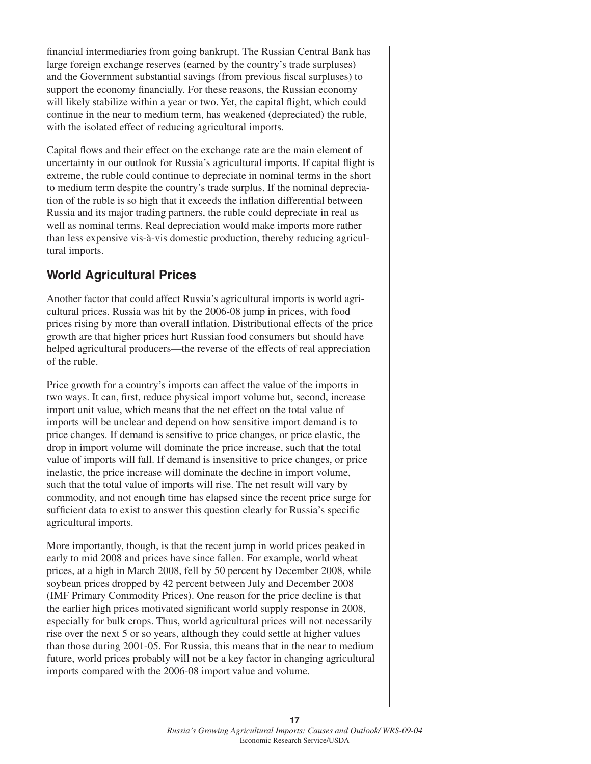financial intermediaries from going bankrupt. The Russian Central Bank has large foreign exchange reserves (earned by the country's trade surpluses) and the Government substantial savings (from previous fiscal surpluses) to support the economy financially. For these reasons, the Russian economy will likely stabilize within a year or two. Yet, the capital flight, which could continue in the near to medium term, has weakened (depreciated) the ruble, with the isolated effect of reducing agricultural imports.

Capital flows and their effect on the exchange rate are the main element of uncertainty in our outlook for Russia's agricultural imports. If capital flight is extreme, the ruble could continue to depreciate in nominal terms in the short to medium term despite the country's trade surplus. If the nominal depreciation of the ruble is so high that it exceeds the inflation differential between Russia and its major trading partners, the ruble could depreciate in real as well as nominal terms. Real depreciation would make imports more rather than less expensive vis-à-vis domestic production, thereby reducing agricultural imports.

## World Agricultural Prices

Another factor that could affect Russia's agricultural imports is world agricultural prices. Russia was hit by the 2006-08 jump in prices, with food prices rising by more than overall inflation. Distributional effects of the price growth are that higher prices hurt Russian food consumers but should have helped agricultural producers—the reverse of the effects of real appreciation of the ruble.

Price growth for a country's imports can affect the value of the imports in two ways. It can, first, reduce physical import volume but, second, increase import unit value, which means that the net effect on the total value of imports will be unclear and depend on how sensitive import demand is to price changes. If demand is sensitive to price changes, or price elastic, the drop in import volume will dominate the price increase, such that the total value of imports will fall. If demand is insensitive to price changes, or price inelastic, the price increase will dominate the decline in import volume, such that the total value of imports will rise. The net result will vary by commodity, and not enough time has elapsed since the recent price surge for sufficient data to exist to answer this question clearly for Russia's specific agricultural imports.

More importantly, though, is that the recent jump in world prices peaked in early to mid 2008 and prices have since fallen. For example, world wheat prices, at a high in March 2008, fell by 50 percent by December 2008, while soybean prices dropped by 42 percent between July and December 2008 (IMF Primary Commodity Prices). One reason for the price decline is that the earlier high prices motivated significant world supply response in 2008, especially for bulk crops. Thus, world agricultural prices will not necessarily rise over the next 5 or so years, although they could settle at higher values than those during 2001-05. For Russia, this means that in the near to medium future, world prices probably will not be a key factor in changing agricultural imports compared with the 2006-08 import value and volume.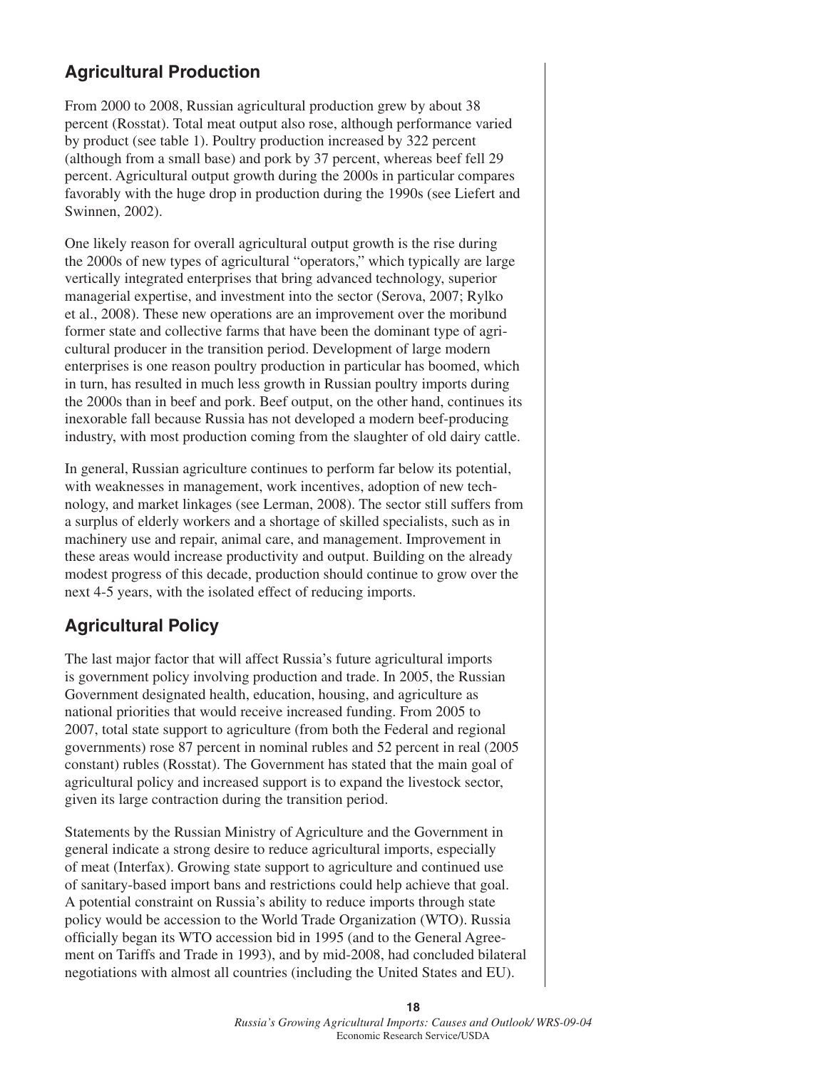## Agricultural Production

From 2000 to 2008, Russian agricultural production grew by about 38 percent (Rosstat). Total meat output also rose, although performance varied by product (see table 1). Poultry production increased by 322 percent (although from a small base) and pork by 37 percent, whereas beef fell 29 percent. Agricultural output growth during the 2000s in particular compares favorably with the huge drop in production during the 1990s (see Liefert and Swinnen, 2002).

One likely reason for overall agricultural output growth is the rise during the 2000s of new types of agricultural "operators," which typically are large vertically integrated enterprises that bring advanced technology, superior managerial expertise, and investment into the sector (Serova, 2007; Rylko et al., 2008). These new operations are an improvement over the moribund former state and collective farms that have been the dominant type of agricultural producer in the transition period. Development of large modern enterprises is one reason poultry production in particular has boomed, which in turn, has resulted in much less growth in Russian poultry imports during the 2000s than in beef and pork. Beef output, on the other hand, continues its inexorable fall because Russia has not developed a modern beef-producing industry, with most production coming from the slaughter of old dairy cattle.

In general, Russian agriculture continues to perform far below its potential, with weaknesses in management, work incentives, adoption of new technology, and market linkages (see Lerman, 2008). The sector still suffers from a surplus of elderly workers and a shortage of skilled specialists, such as in machinery use and repair, animal care, and management. Improvement in these areas would increase productivity and output. Building on the already modest progress of this decade, production should continue to grow over the next 4-5 years, with the isolated effect of reducing imports.

## Agricultural Policy

The last major factor that will affect Russia's future agricultural imports is government policy involving production and trade. In 2005, the Russian Government designated health, education, housing, and agriculture as national priorities that would receive increased funding. From 2005 to 2007, total state support to agriculture (from both the Federal and regional governments) rose 87 percent in nominal rubles and 52 percent in real (2005 constant) rubles (Rosstat). The Government has stated that the main goal of agricultural policy and increased support is to expand the livestock sector, given its large contraction during the transition period.

Statements by the Russian Ministry of Agriculture and the Government in general indicate a strong desire to reduce agricultural imports, especially of meat (Interfax). Growing state support to agriculture and continued use of sanitary-based import bans and restrictions could help achieve that goal. A potential constraint on Russia's ability to reduce imports through state policy would be accession to the World Trade Organization (WTO). Russia officially began its WTO accession bid in 1995 (and to the General Agreement on Tariffs and Trade in 1993), and by mid-2008, had concluded bilateral negotiations with almost all countries (including the United States and EU).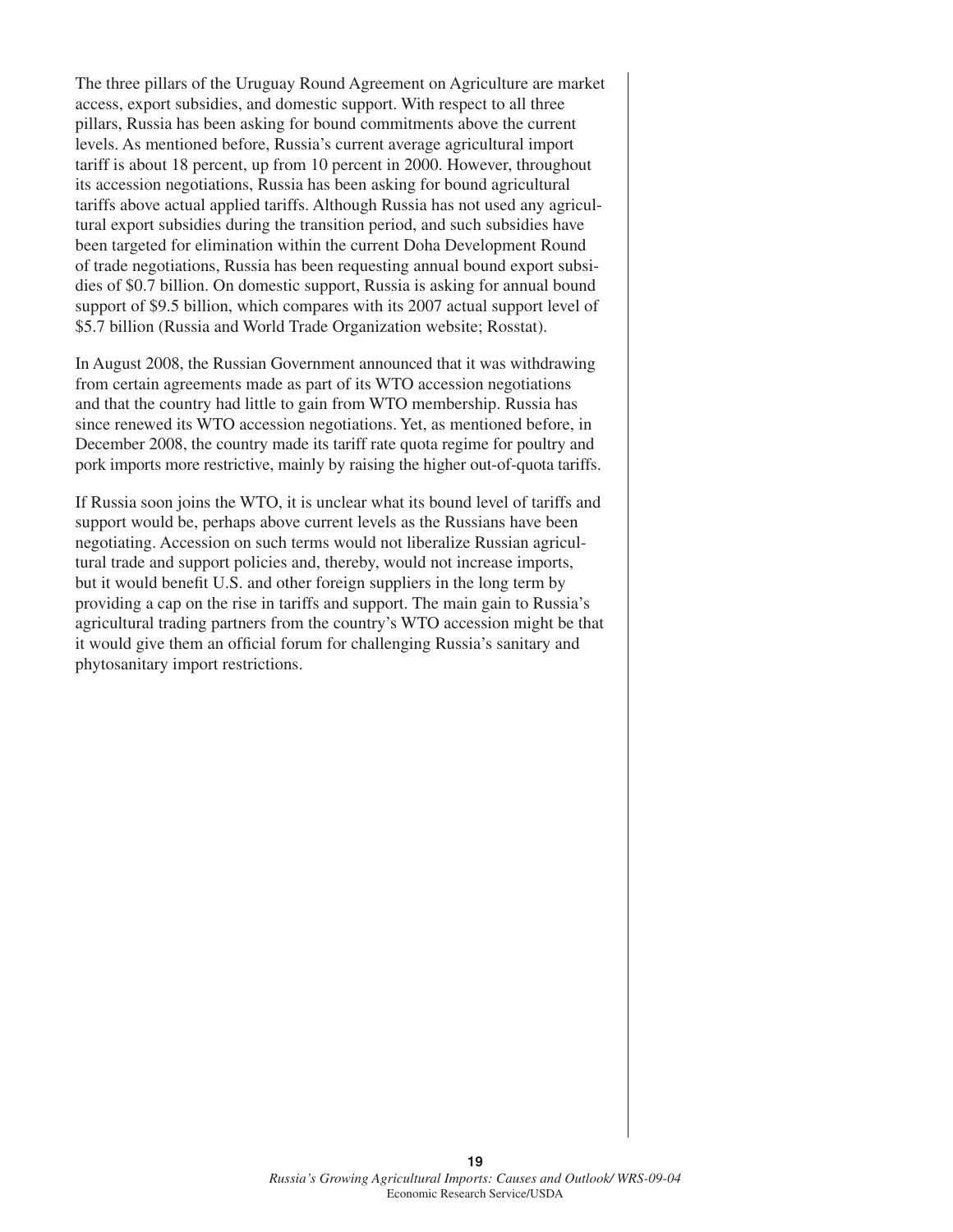The three pillars of the Uruguay Round Agreement on Agriculture are market access, export subsidies, and domestic support. With respect to all three pillars, Russia has been asking for bound commitments above the current levels. As mentioned before, Russia's current average agricultural import tariff is about 18 percent, up from 10 percent in 2000. However, throughout its accession negotiations, Russia has been asking for bound agricultural tariffs above actual applied tariffs. Although Russia has not used any agricultural export subsidies during the transition period, and such subsidies have been targeted for elimination within the current Doha Development Round of trade negotiations, Russia has been requesting annual bound export subsidies of \$0.7 billion. On domestic support, Russia is asking for annual bound support of \$9.5 billion, which compares with its 2007 actual support level of \$5.7 billion (Russia and World Trade Organization website; Rosstat).

In August 2008, the Russian Government announced that it was withdrawing from certain agreements made as part of its WTO accession negotiations and that the country had little to gain from WTO membership. Russia has since renewed its WTO accession negotiations. Yet, as mentioned before, in December 2008, the country made its tariff rate quota regime for poultry and pork imports more restrictive, mainly by raising the higher out-of-quota tariffs.

If Russia soon joins the WTO, it is unclear what its bound level of tariffs and support would be, perhaps above current levels as the Russians have been negotiating. Accession on such terms would not liberalize Russian agricultural trade and support policies and, thereby, would not increase imports, but it would benefit U.S. and other foreign suppliers in the long term by providing a cap on the rise in tariffs and support. The main gain to Russia's agricultural trading partners from the country's WTO accession might be that it would give them an official forum for challenging Russia's sanitary and phytosanitary import restrictions.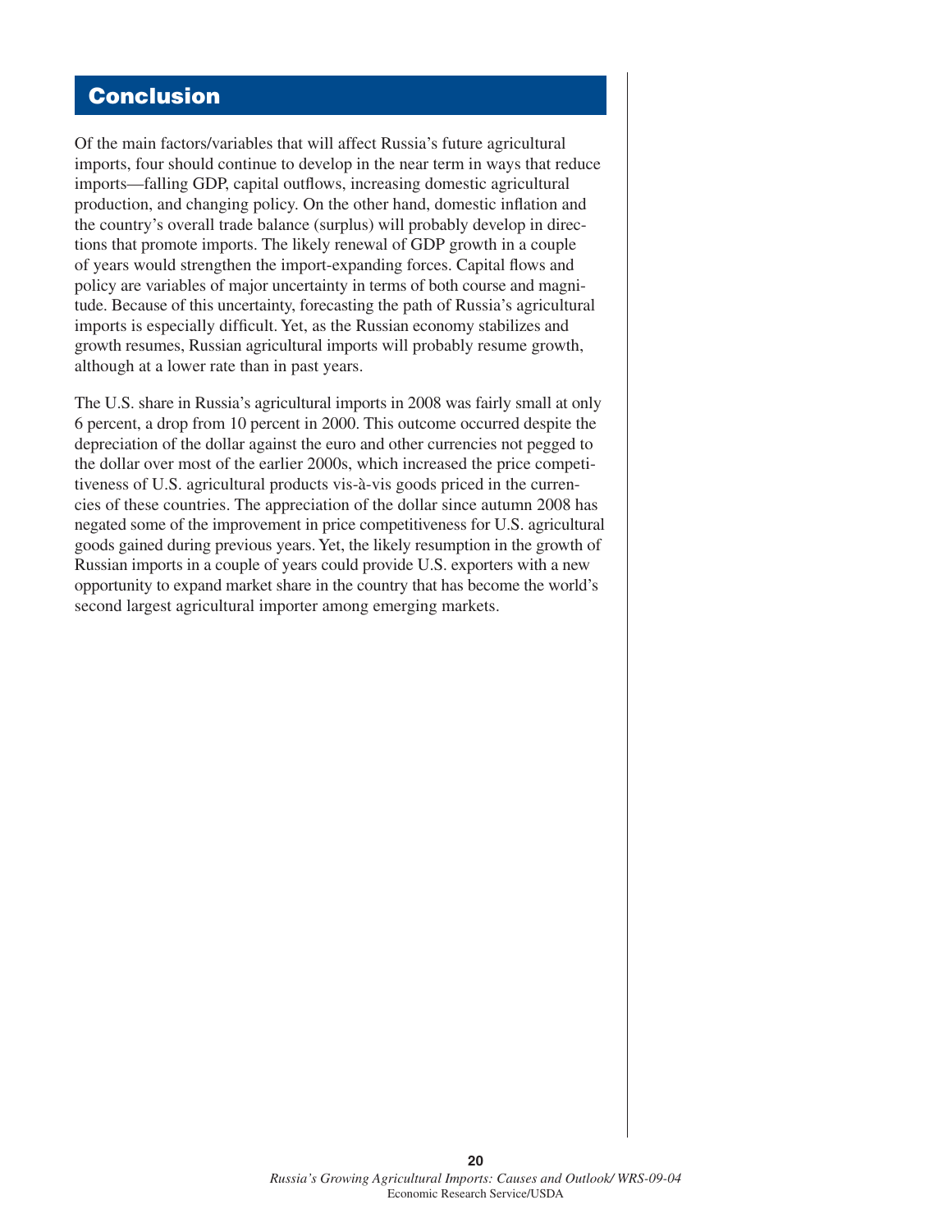# Conclusion

Of the main factors/variables that will affect Russia's future agricultural imports, four should continue to develop in the near term in ways that reduce imports—falling GDP, capital outflows, increasing domestic agricultural production, and changing policy. On the other hand, domestic inflation and the country's overall trade balance (surplus) will probably develop in directions that promote imports. The likely renewal of GDP growth in a couple of years would strengthen the import-expanding forces. Capital flows and policy are variables of major uncertainty in terms of both course and magnitude. Because of this uncertainty, forecasting the path of Russia's agricultural imports is especially difficult. Yet, as the Russian economy stabilizes and growth resumes, Russian agricultural imports will probably resume growth, although at a lower rate than in past years.

The U.S. share in Russia's agricultural imports in 2008 was fairly small at only 6 percent, a drop from 10 percent in 2000. This outcome occurred despite the depreciation of the dollar against the euro and other currencies not pegged to the dollar over most of the earlier 2000s, which increased the price competitiveness of U.S. agricultural products vis-à-vis goods priced in the currencies of these countries. The appreciation of the dollar since autumn 2008 has negated some of the improvement in price competitiveness for U.S. agricultural goods gained during previous years. Yet, the likely resumption in the growth of Russian imports in a couple of years could provide U.S. exporters with a new opportunity to expand market share in the country that has become the world's second largest agricultural importer among emerging markets.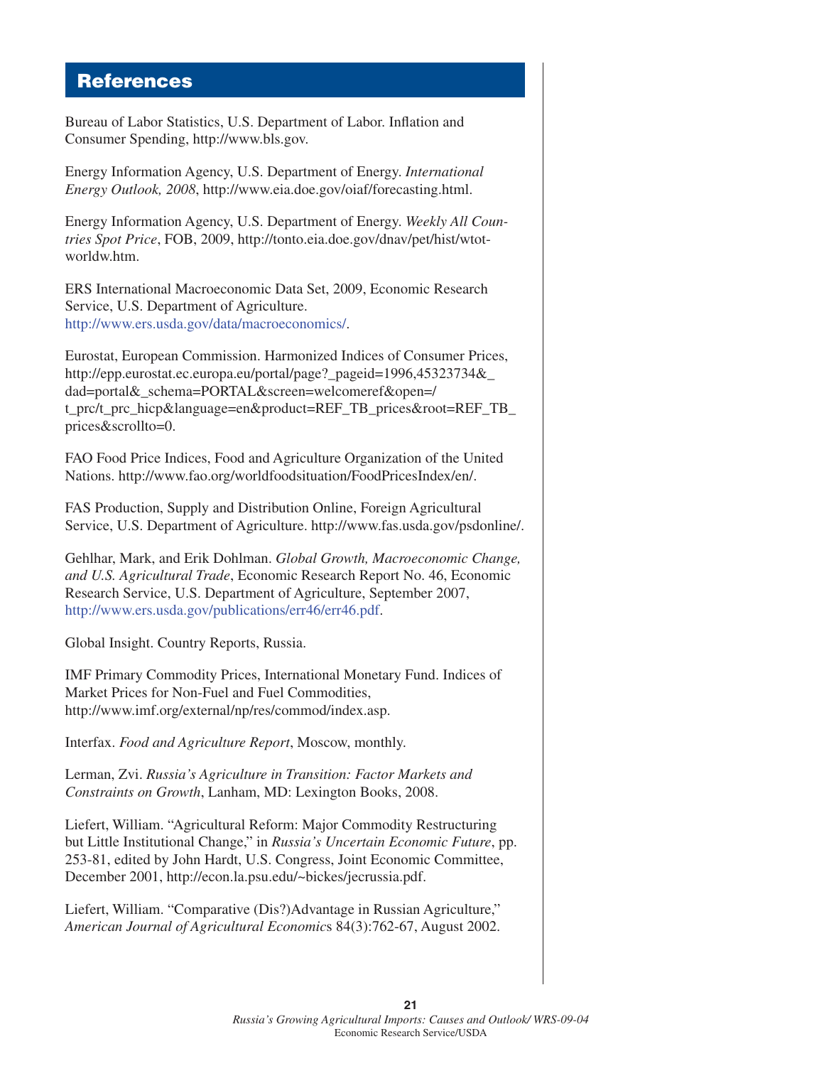## References

Bureau of Labor Statistics, U.S. Department of Labor. Inflation and Consumer Spending, http://www.bls.gov.

Energy Information Agency, U.S. Department of Energy. *International Energy Outlook, 2008*, http://www.eia.doe.gov/oiaf/forecasting.html.

Energy Information Agency, U.S. Department of Energy. *Weekly All Countries Spot Price*, FOB, 2009, http://tonto.eia.doe.gov/dnav/pet/hist/wtotworldw.htm.

ERS International Macroeconomic Data Set, 2009, Economic Research Service, U.S. Department of Agriculture. http://www.ers.usda.gov/data/macroeconomics/.

Eurostat, European Commission. Harmonized Indices of Consumer Prices, http://epp.eurostat.ec.europa.eu/portal/page?_pageid=1996,45323734&_dad=portal&_schema=PORTAL&screen=welcomeref&open=/t_prc/t_prc_hicp&language=en&product=REF_TB_prices&root=REF_TB_prices&scrollto=0.

FAO Food Price Indices, Food and Agriculture Organization of the United Nations. http://www.fao.org/worldfoodsituation/FoodPricesIndex/en/.

FAS Production, Supply and Distribution Online, Foreign Agricultural Service, U.S. Department of Agriculture. http://www.fas.usda.gov/psdonline/.

Gehlhar, Mark, and Erik Dohlman. *Global Growth, Macroeconomic Change, and U.S. Agricultural Trade*, Economic Research Report No. 46, Economic Research Service, U.S. Department of Agriculture, September 2007, http://www.ers.usda.gov/publications/err46/err46.pdf.

Global Insight. Country Reports, Russia.

IMF Primary Commodity Prices, International Monetary Fund. Indices of Market Prices for Non-Fuel and Fuel Commodities, http://www.imf.org/external/np/res/commod/index.asp.

Interfax. *Food and Agriculture Report*, Moscow, monthly.

Lerman, Zvi. *Russia's Agriculture in Transition: Factor Markets and Constraints on Growth*, Lanham, MD: Lexington Books, 2008.

Liefert, William. "Agricultural Reform: Major Commodity Restructuring but Little Institutional Change," in *Russia's Uncertain Economic Future*, pp. 253-81, edited by John Hardt, U.S. Congress, Joint Economic Committee, December 2001, http://econ.la.psu.edu/~bickes/jecrussia.pdf.

Liefert, William. "Comparative (Dis?)Advantage in Russian Agriculture," *American Journal of Agricultural Economics* 84(3):762-67, August 2002.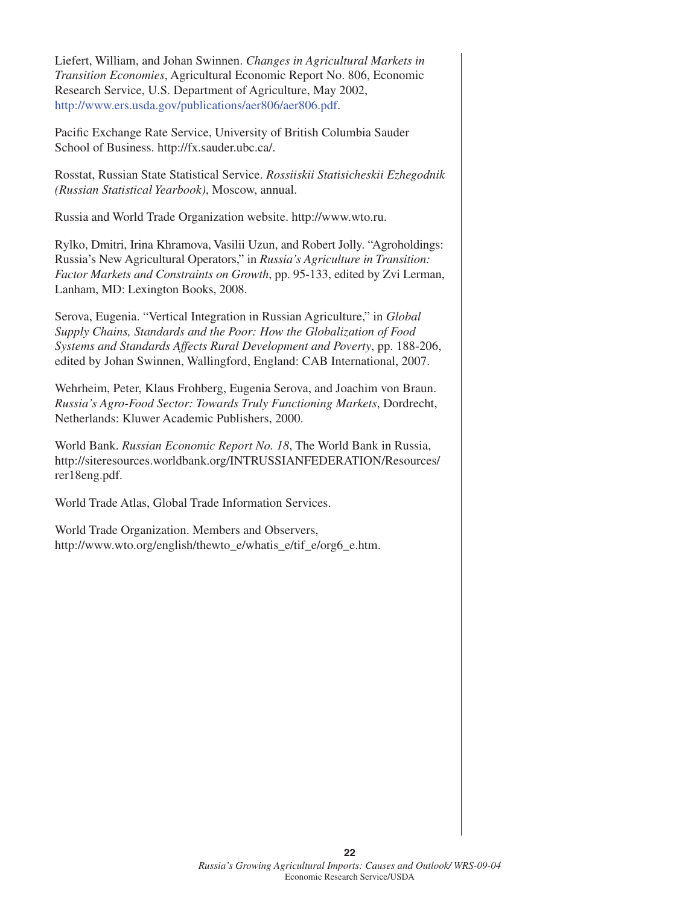Liefert, William, and Johan Swinnen. *Changes in Agricultural Markets in Transition Economies*, Agricultural Economic Report No. 806, Economic Research Service, U.S. Department of Agriculture, May 2002, http://www.ers.usda.gov/publications/aer806/aer806.pdf.

Pacific Exchange Rate Service, University of British Columbia Sauder School of Business. http://fx.sauder.ubc.ca/.

Rosstat, Russian State Statistical Service. *Rossiiskii Statisicheskii Ezhegodnik (Russian Statistical Yearbook)*, Moscow, annual.

Russia and World Trade Organization website. http://www.wto.ru.

Rylko, Dmitri, Irina Khramova, Vasilii Uzun, and Robert Jolly. "Agroholdings: Russia's New Agricultural Operators," in *Russia's Agriculture in Transition: Factor Markets and Constraints on Growth*, pp. 95-133, edited by Zvi Lerman, Lanham, MD: Lexington Books, 2008.

Serova, Eugenia. "Vertical Integration in Russian Agriculture," in *Global Supply Chains, Standards and the Poor: How the Globalization of Food Systems and Standards Affects Rural Development and Poverty*, pp. 188-206, edited by Johan Swinnen, Wallingford, England: CAB International, 2007.

Wehrheim, Peter, Klaus Frohberg, Eugenia Serova, and Joachim von Braun. *Russia's Agro-Food Sector: Towards Truly Functioning Markets*, Dordrecht, Netherlands: Kluwer Academic Publishers, 2000.

World Bank. *Russian Economic Report No. 18*, The World Bank in Russia, http://siteresources.worldbank.org/INTRUSSIANFEDERATION/Resources/rer18eng.pdf.

World Trade Atlas, Global Trade Information Services.

World Trade Organization. Members and Observers, http://www.wto.org/english/thewto_e/whatis_e/tif_e/org6_e.htm.